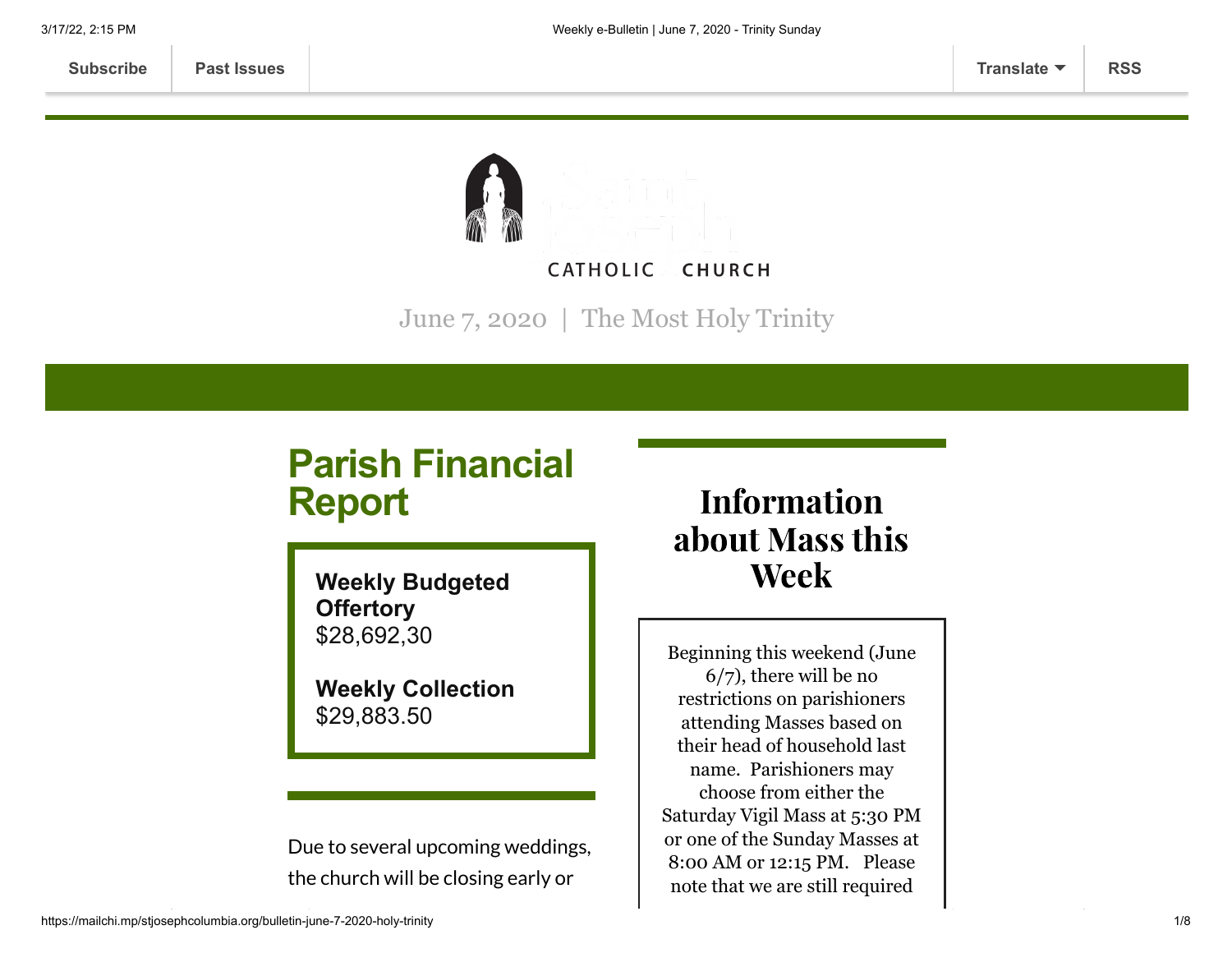Subscribe | Past Issues | Translate | RSS

CATHOLIC CHURCH

June 7, 2020 | The Most Holy Trinity

## Parish Financial Report

**Weekly Budgeted Offertory**
$28,692,30

**Weekly Collection**
$29,883.50

Due to several upcoming weddings, the church will be closing early or

## Information about Mass this Week

Beginning this weekend (June 6/7), there will be no restrictions on parishioners attending Masses based on their head of household last name. Parishioners may choose from either the Saturday Vigil Mass at 5:30 PM or one of the Sunday Masses at 8:00 AM or 12:15 PM. Please note that we are still required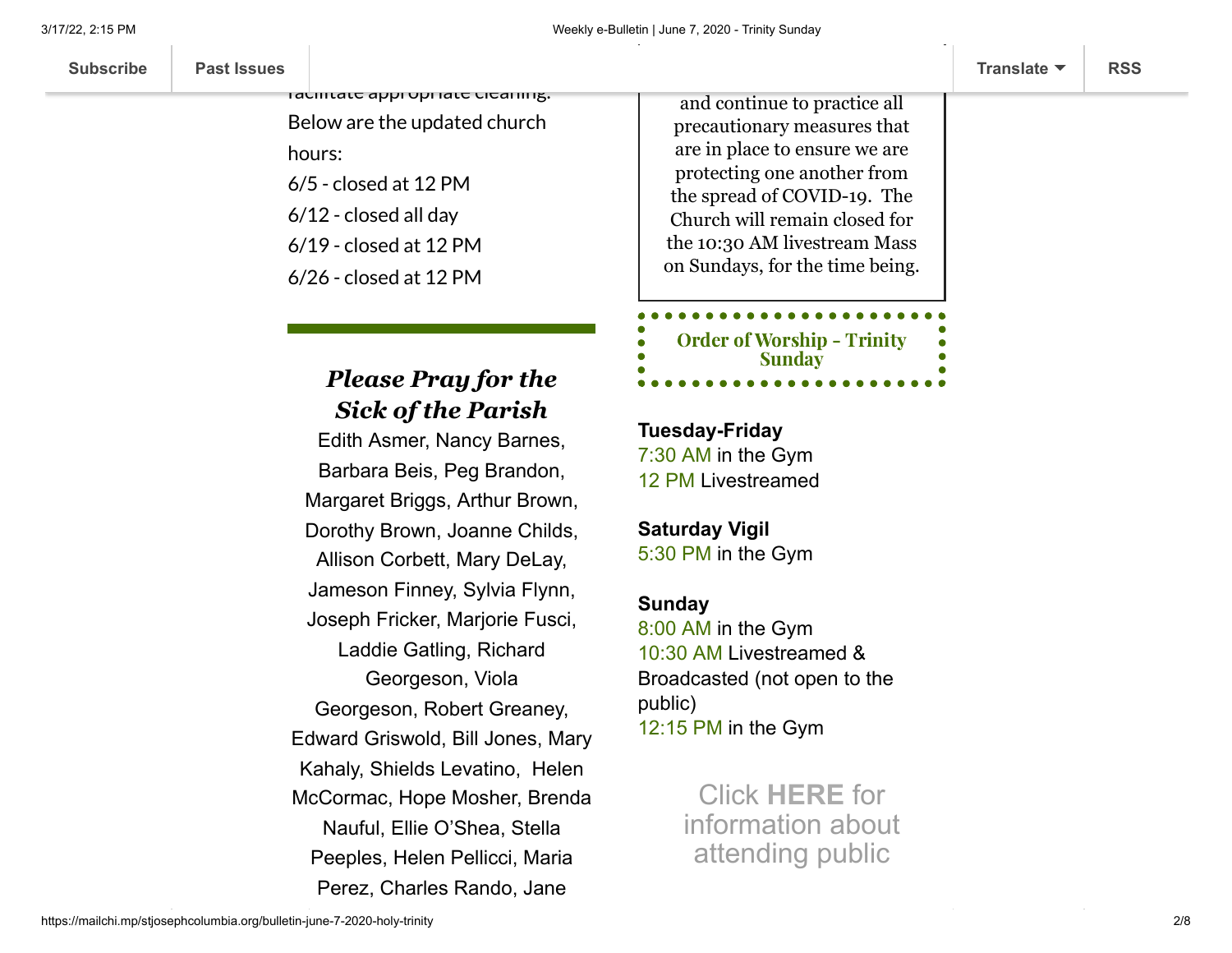facilitate appropriate cleaning. Below are the updated church hours:

6/5 - closed at 12 PM
6/12 - closed all day
6/19 - closed at 12 PM
6/26 - closed at 12 PM

### *Please Pray for the Sick of the Parish*

Edith Asmer, Nancy Barnes, Barbara Beis, Peg Brandon, Margaret Briggs, Arthur Brown, Dorothy Brown, Joanne Childs, Allison Corbett, Mary DeLay, Jameson Finney, Sylvia Flynn, Joseph Fricker, Marjorie Fusci, Laddie Gatling, Richard Georgeson, Viola Georgeson, Robert Greaney, Edward Griswold, Bill Jones, Mary Kahaly, Shields Levatino, Helen McCormac, Hope Mosher, Brenda Nauful, Ellie O'Shea, Stella Peeples, Helen Pellicci, Maria Perez, Charles Rando, Jane

and continue to practice all precautionary measures that are in place to ensure we are protecting one another from the spread of COVID-19. The Church will remain closed for the 10:30 AM livestream Mass on Sundays, for the time being.

### Order of Worship - Trinity Sunday

**Tuesday-Friday**
7:30 AM in the Gym
12 PM Livestreamed

**Saturday Vigil**
5:30 PM in the Gym

**Sunday**
8:00 AM in the Gym
10:30 AM Livestreamed & Broadcasted (not open to the public)
12:15 PM in the Gym

Click **HERE** for information about attending public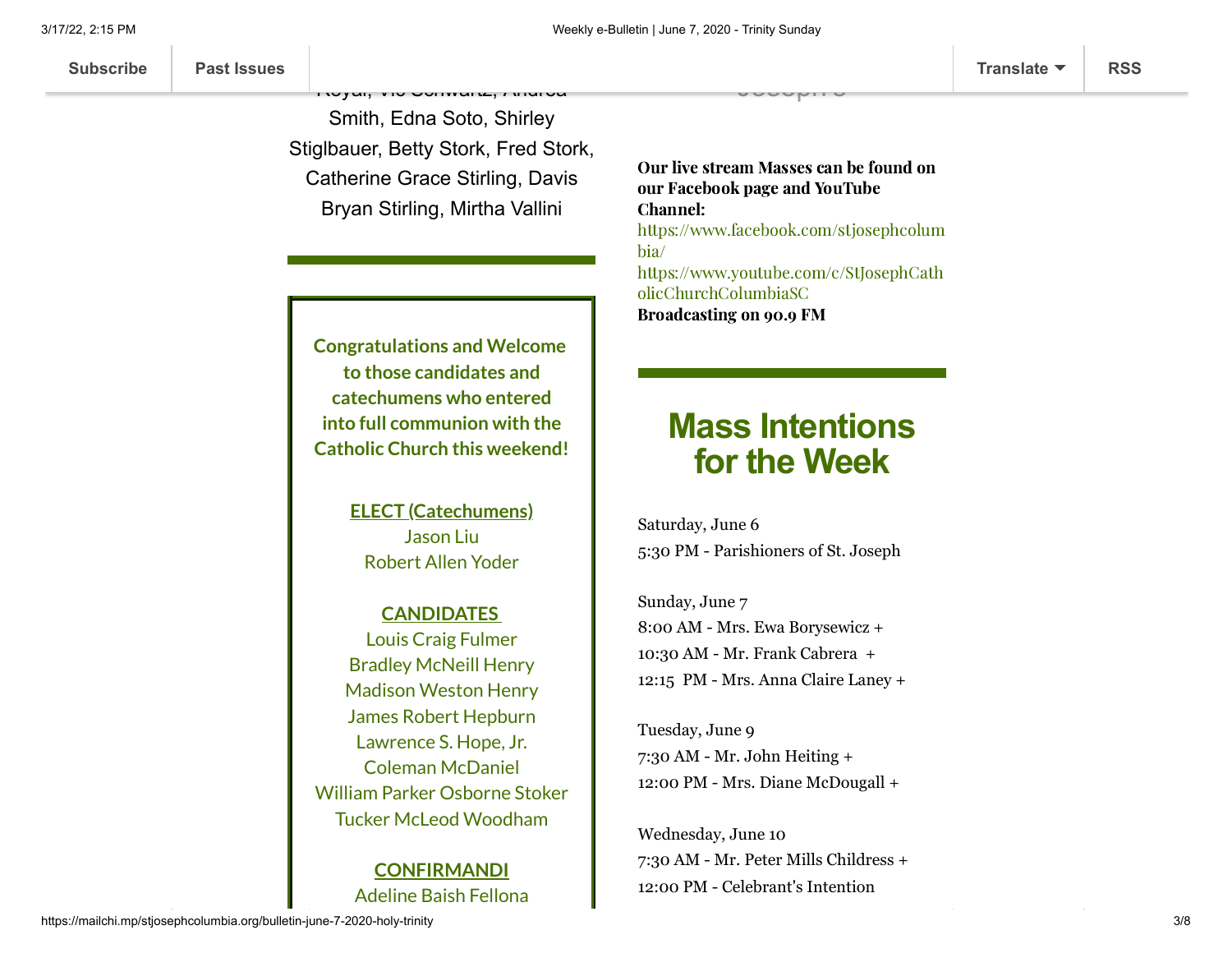Royal, Vic Schwartz, Andrea Smith, Edna Soto, Shirley Stiglbauer, Betty Stork, Fred Stork, Catherine Grace Stirling, Davis Bryan Stirling, Mirtha Vallini

---

**Congratulations and Welcome to those candidates and catechumens who entered into full communion with the Catholic Church this weekend!**

**ELECT (Catechumens)**
Jason Liu
Robert Allen Yoder

**CANDIDATES**
Louis Craig Fulmer
Bradley McNeill Henry
Madison Weston Henry
James Robert Hepburn
Lawrence S. Hope, Jr.
Coleman McDaniel
William Parker Osborne Stoker
Tucker McLeod Woodham

**CONFIRMANDI**
Adeline Baish Fellona

**Our live stream Masses can be found on our Facebook page and YouTube Channel:**
https://www.facebook.com/stjosephcolumbia/
https://www.youtube.com/c/StJosephCatholicChurchColumbiaSC
**Broadcasting on 90.9 FM**

---

## Mass Intentions for the Week

Saturday, June 6
5:30 PM - Parishioners of St. Joseph

Sunday, June 7
8:00 AM - Mrs. Ewa Borysewicz +
10:30 AM - Mr. Frank Cabrera +
12:15 PM - Mrs. Anna Claire Laney +

Tuesday, June 9
7:30 AM - Mr. John Heiting +
12:00 PM - Mrs. Diane McDougall +

Wednesday, June 10
7:30 AM - Mr. Peter Mills Childress +
12:00 PM - Celebrant's Intention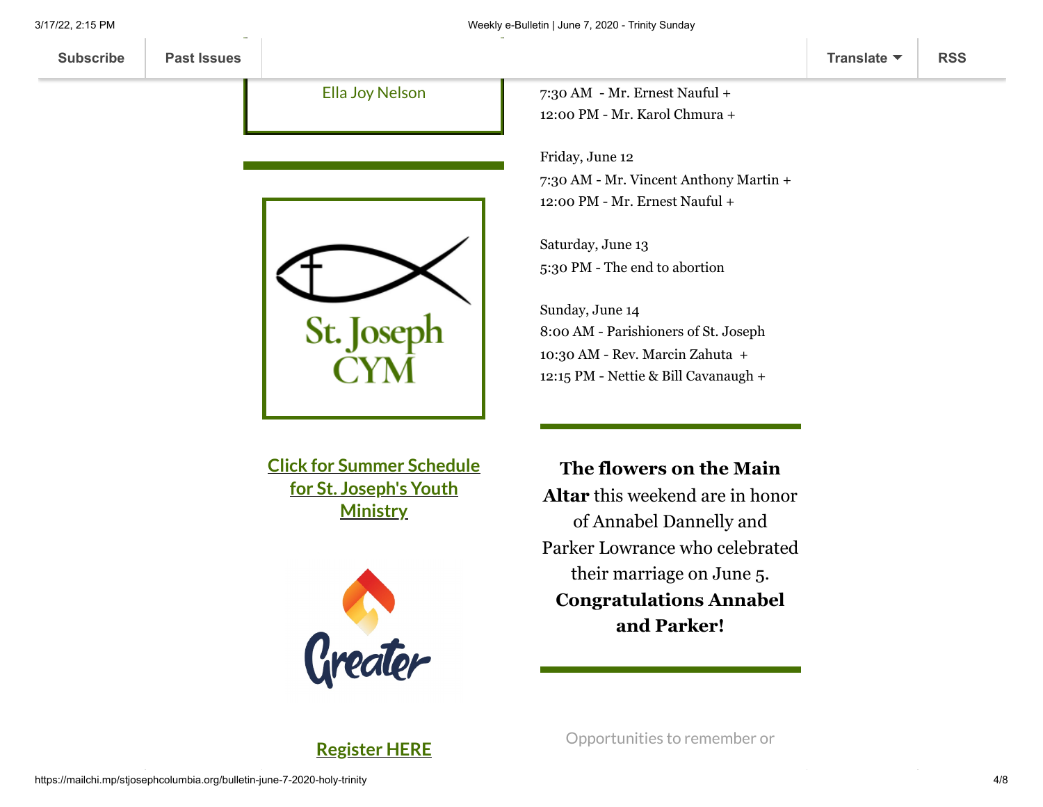Ella Joy Nelson

St. Joseph CYM

**Click for Summer Schedule for St. Joseph's Youth Ministry**

Greater

**Register HERE**

7:30 AM - Mr. Ernest Nauful +
12:00 PM - Mr. Karol Chmura +

Friday, June 12
7:30 AM - Mr. Vincent Anthony Martin +
12:00 PM - Mr. Ernest Nauful +

Saturday, June 13
5:30 PM - The end to abortion

Sunday, June 14
8:00 AM - Parishioners of St. Joseph
10:30 AM - Rev. Marcin Zahuta +
12:15 PM - Nettie & Bill Cavanaugh +

**The flowers on the Main Altar** this weekend are in honor of Annabel Dannelly and Parker Lowrance who celebrated their marriage on June 5. **Congratulations Annabel and Parker!**

Opportunities to remember or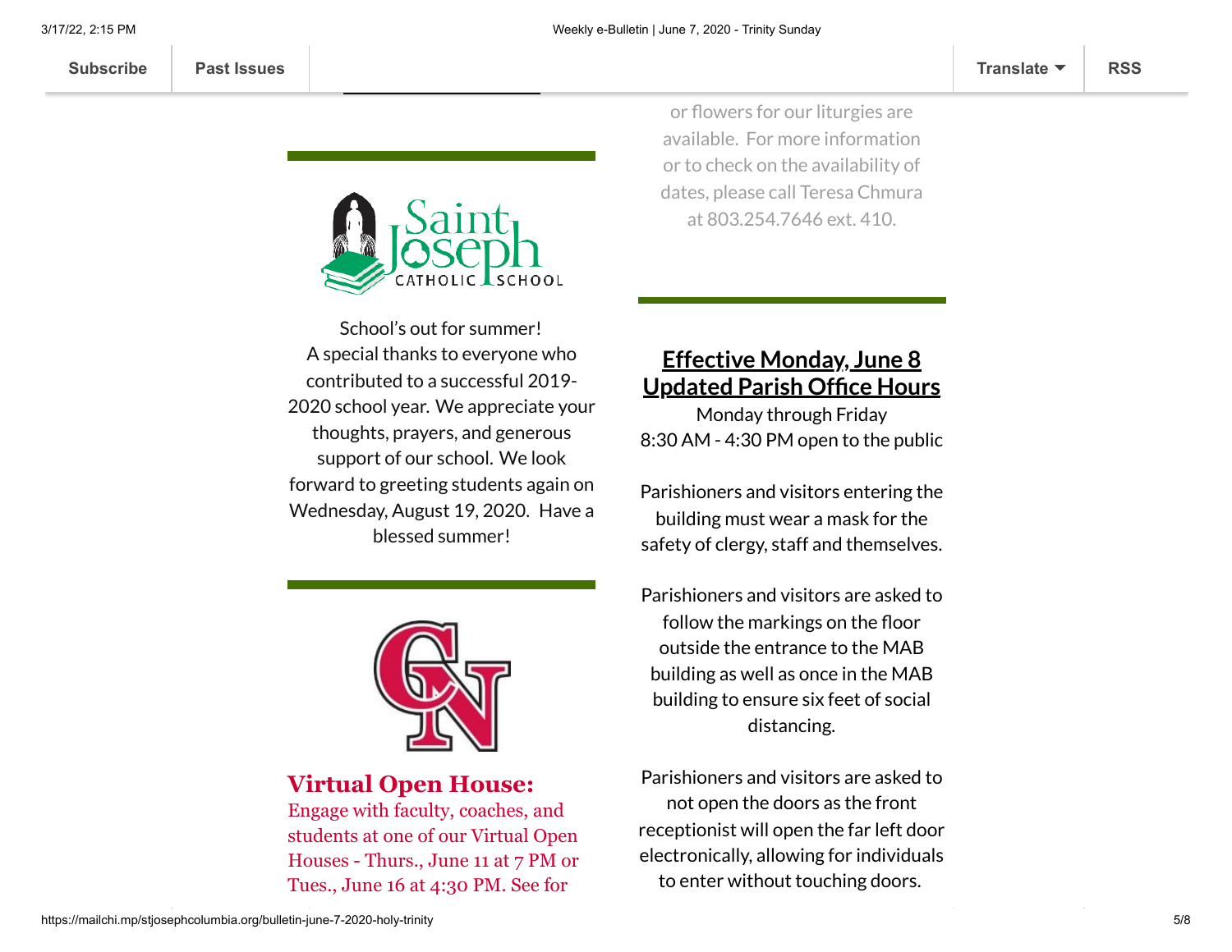or flowers for our liturgies are available. For more information or to check on the availability of dates, please call Teresa Chmura at 803.254.7646 ext. 410.

School's out for summer!
A special thanks to everyone who contributed to a successful 2019-2020 school year. We appreciate your thoughts, prayers, and generous support of our school. We look forward to greeting students again on Wednesday, August 19, 2020. Have a blessed summer!

## Effective Monday, June 8 Updated Parish Office Hours

Monday through Friday
8:30 AM - 4:30 PM open to the public

Parishioners and visitors entering the building must wear a mask for the safety of clergy, staff and themselves.

Parishioners and visitors are asked to follow the markings on the floor outside the entrance to the MAB building as well as once in the MAB building to ensure six feet of social distancing.

Parishioners and visitors are asked to not open the doors as the front receptionist will open the far left door electronically, allowing for individuals to enter without touching doors.

**Virtual Open House:**
Engage with faculty, coaches, and students at one of our Virtual Open Houses - Thurs., June 11 at 7 PM or Tues., June 16 at 4:30 PM. See for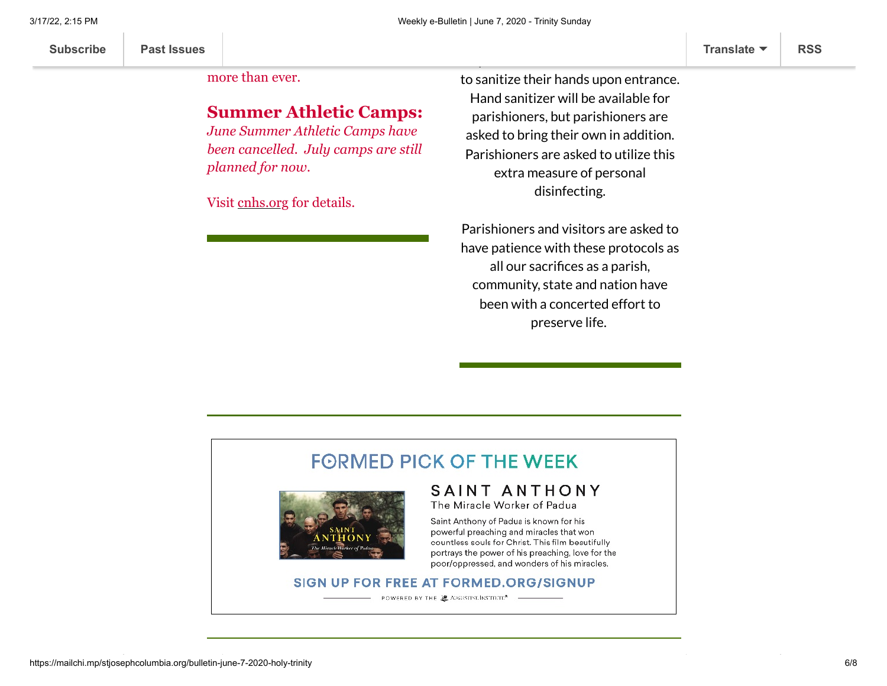more than ever.

## Summer Athletic Camps:

*June Summer Athletic Camps have been cancelled. July camps are still planned for now.*

Visit cnhs.org for details.

---

to sanitize their hands upon entrance. Hand sanitizer will be available for parishioners, but parishioners are asked to bring their own in addition. Parishioners are asked to utilize this extra measure of personal disinfecting.

Parishioners and visitors are asked to have patience with these protocols as all our sacrifices as a parish, community, state and nation have been with a concerted effort to preserve life.

---

## FORMED PICK OF THE WEEK

### SAINT ANTHONY

The Miracle Worker of Padua

Saint Anthony of Padua is known for his powerful preaching and miracles that won countless souls for Christ. This film beautifully portrays the power of his preaching, love for the poor/oppressed, and wonders of his miracles.

SIGN UP FOR FREE AT FORMED.ORG/SIGNUP

POWERED BY THE AUGUSTINE INSTITUTE

---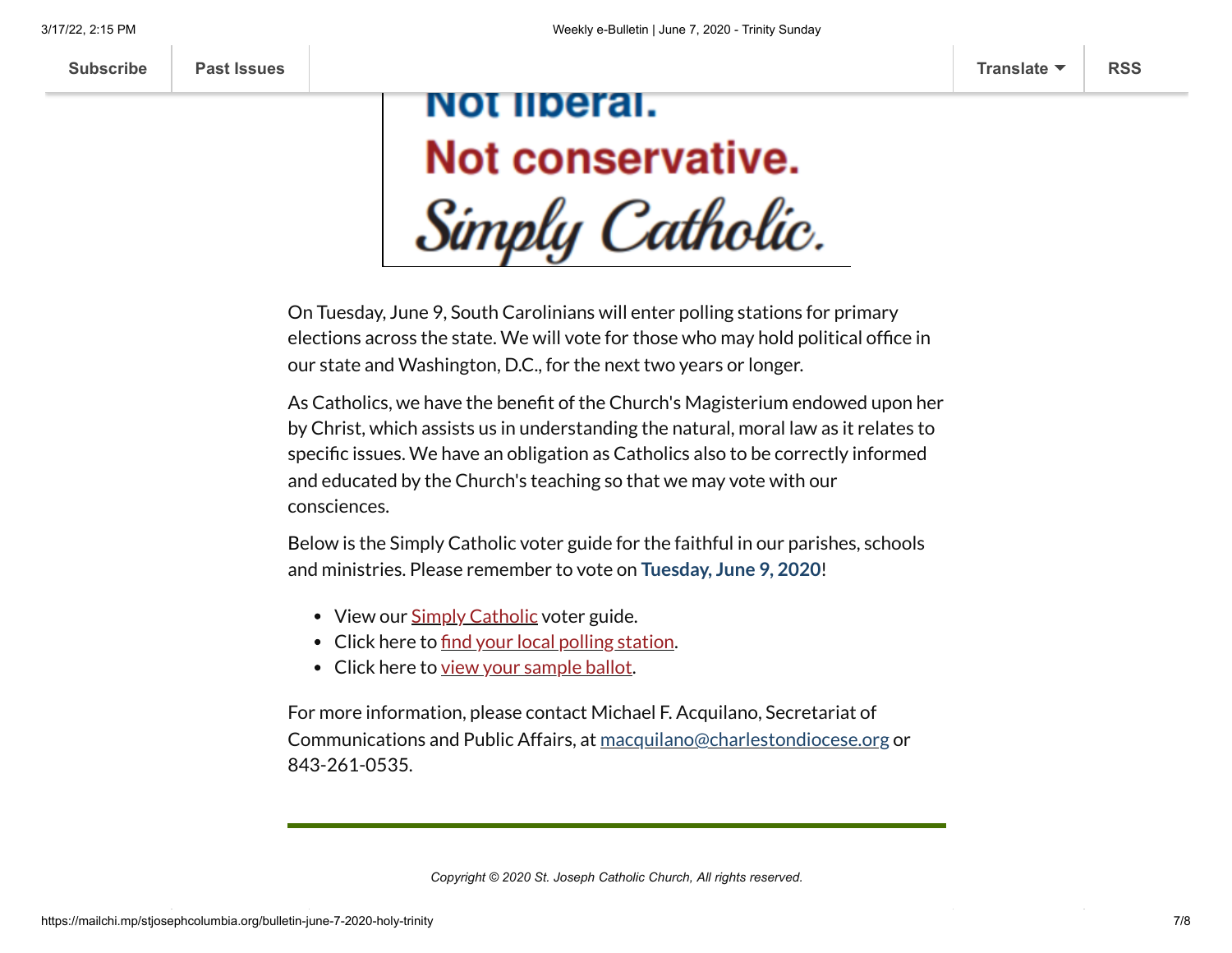Not liberal.
Not conservative.
*Simply Catholic.*

On Tuesday, June 9, South Carolinians will enter polling stations for primary elections across the state. We will vote for those who may hold political office in our state and Washington, D.C., for the next two years or longer.

As Catholics, we have the benefit of the Church's Magisterium endowed upon her by Christ, which assists us in understanding the natural, moral law as it relates to specific issues. We have an obligation as Catholics also to be correctly informed and educated by the Church's teaching so that we may vote with our consciences.

Below is the Simply Catholic voter guide for the faithful in our parishes, schools and ministries. Please remember to vote on **Tuesday, June 9, 2020**!

- View our Simply Catholic voter guide.
- Click here to find your local polling station.
- Click here to view your sample ballot.

For more information, please contact Michael F. Acquilano, Secretariat of Communications and Public Affairs, at macquilano@charlestondiocese.org or 843-261-0535.

---

*Copyright © 2020 St. Joseph Catholic Church, All rights reserved.*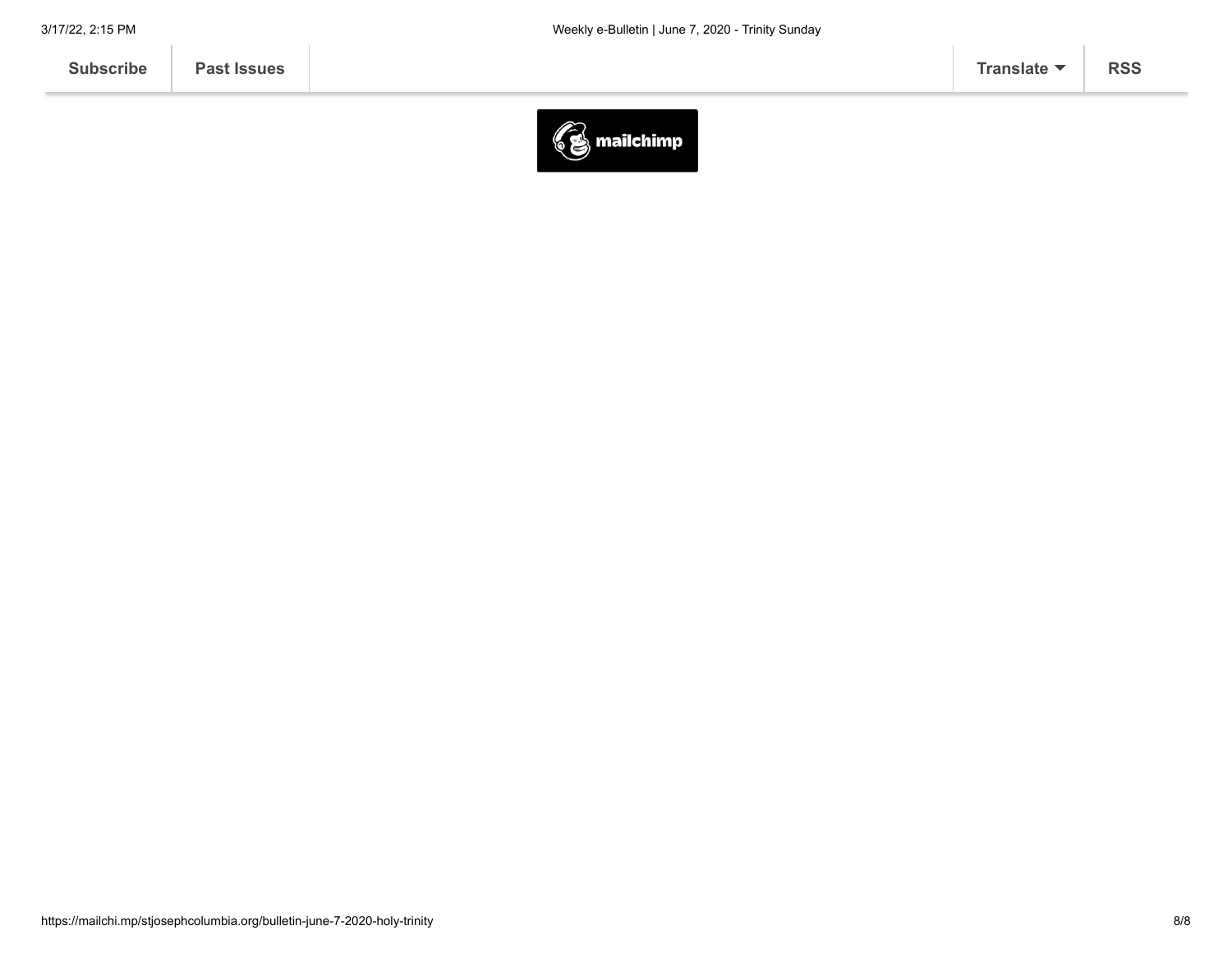Subscribe | Past Issues | Translate ▼ | RSS

mailchimp